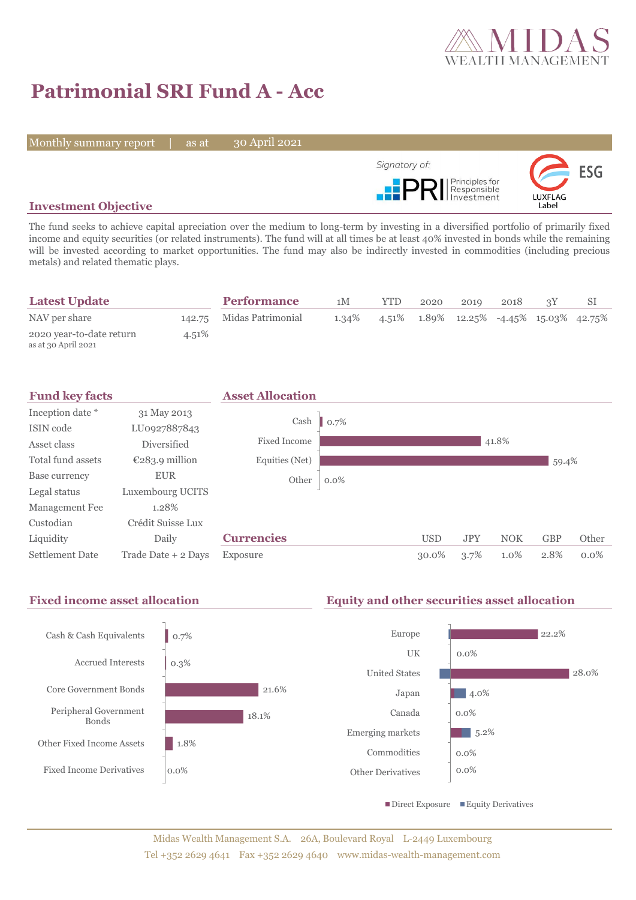# Patrimonial SRI Fund A - Acc

Monthly summary report | as at 30 April 2021

Signatory of: PRI Principles for Responsible Investment

ESG LUXFLAG Label

## Investment Objective

The fund seeks to achieve capital apreciation over the medium to long-term by investing in a diversified portfolio of primarily fixed income and equity securities (or related instruments). The fund will at all times be at least 40% invested in bonds while the remaining will be invested according to market opportunities. The fund may also be indirectly invested in commodities (including precious metals) and related thematic plays.

## Latest Update

| | |
|---|---|
| NAV per share | 142.75 |
| 2020 year-to-date return<br>as at 30 April 2021 | 4.51% |

## Performance

| | 1M | YTD | 2020 | 2019 | 2018 | 3Y | SI |
|---|---|---|---|---|---|---|---|
| Midas Patrimonial | 1.34% | 4.51% | 1.89% | 12.25% | -4.45% | 15.03% | 42.75% |

## Fund key facts

| | |
|---|---|
| Inception date * | 31 May 2013 |
| ISIN code | LU0927887843 |
| Asset class | Diversified |
| Total fund assets | €283.9 million |
| Base currency | EUR |
| Legal status | Luxembourg UCITS |
| Management Fee | 1.28% |
| Custodian | Crédit Suisse Lux |
| Liquidity | Daily |
| Settlement Date | Trade Date + 2 Days |

## Asset Allocation

| | |
|---|---|
| Cash | 0.7% |
| Fixed Income | 41.8% |
| Equities (Net) | 59.4% |
| Other | 0.0% |

## Currencies

| | USD | JPY | NOK | GBP | Other |
|---|---|---|---|---|---|
| Exposure | 30.0% | 3.7% | 1.0% | 2.8% | 0.0% |

## Fixed income asset allocation

| | |
|---|---|
| Cash & Cash Equivalents | 0.7% |
| Accrued Interests | 0.3% |
| Core Government Bonds | 21.6% |
| Peripheral Government Bonds | 18.1% |
| Other Fixed Income Assets | 1.8% |
| Fixed Income Derivatives | 0.0% |

## Equity and other securities asset allocation

| | |
|---|---|
| Europe | 22.2% |
| UK | 0.0% |
| United States | 28.0% |
| Japan | 4.0% |
| Canada | 0.0% |
| Emerging markets | 5.2% |
| Commodities | 0.0% |
| Other Derivatives | 0.0% |

■ Direct Exposure ■ Equity Derivatives

Midas Wealth Management S.A. 26A, Boulevard Royal L-2449 Luxembourg
Tel +352 2629 4641 Fax +352 2629 4640 www.midas-wealth-management.com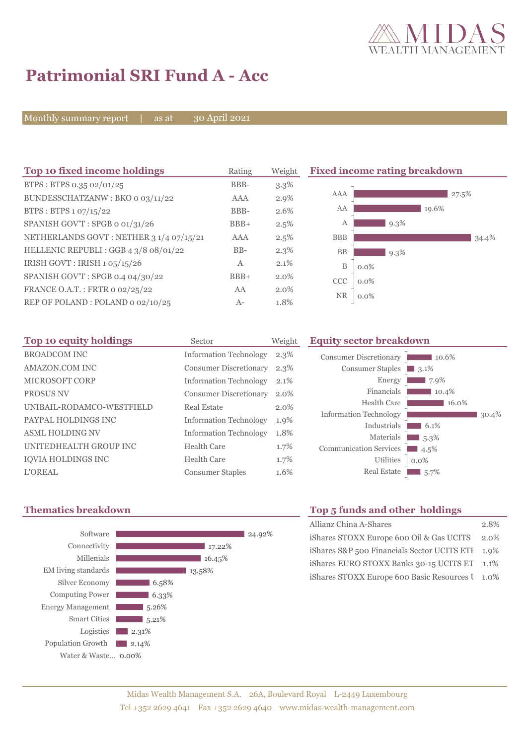# Patrimonial SRI Fund A - Acc

Monthly summary report | as at 30 April 2021

## Top 10 fixed income holdings

| Top 10 fixed income holdings | Rating | Weight |
|---|---|---|
| BTPS : BTPS 0.35 02/01/25 | BBB- | 3.3% |
| BUNDESSCHATZANW : BKO 0 03/11/22 | AAA | 2.9% |
| BTPS : BTPS 1 07/15/22 | BBB- | 2.6% |
| SPANISH GOV'T : SPGB 0 01/31/26 | BBB+ | 2.5% |
| NETHERLANDS GOVT : NETHER 3 1/4 07/15/21 | AAA | 2.5% |
| HELLENIC REPUBLI : GGB 4 3/8 08/01/22 | BB- | 2.3% |
| IRISH GOVT : IRISH 1 05/15/26 | A | 2.1% |
| SPANISH GOV'T : SPGB 0.4 04/30/22 | BBB+ | 2.0% |
| FRANCE O.A.T. : FRTR 0 02/25/22 | AA | 2.0% |
| REP OF POLAND : POLAND 0 02/10/25 | A- | 1.8% |

## Fixed income rating breakdown

| Rating | Weight |
|---|---|
| AAA | 27.5% |
| AA | 19.6% |
| A | 9.3% |
| BBB | 34.4% |
| BB | 9.3% |
| B | 0.0% |
| CCC | 0.0% |
| NR | 0.0% |

## Top 10 equity holdings

| Top 10 equity holdings | Sector | Weight |
|---|---|---|
| BROADCOM INC | Information Technology | 2.3% |
| AMAZON.COM INC | Consumer Discretionary | 2.3% |
| MICROSOFT CORP | Information Technology | 2.1% |
| PROSUS NV | Consumer Discretionary | 2.0% |
| UNIBAIL-RODAMCO-WESTFIELD | Real Estate | 2.0% |
| PAYPAL HOLDINGS INC | Information Technology | 1.9% |
| ASML HOLDING NV | Information Technology | 1.8% |
| UNITEDHEALTH GROUP INC | Health Care | 1.7% |
| IQVIA HOLDINGS INC | Health Care | 1.7% |
| L'OREAL | Consumer Staples | 1.6% |

## Equity sector breakdown

| Sector | Weight |
|---|---|
| Consumer Discretionary | 10.6% |
| Consumer Staples | 3.1% |
| Energy | 7.9% |
| Financials | 10.4% |
| Health Care | 16.0% |
| Information Technology | 30.4% |
| Industrials | 6.1% |
| Materials | 5.3% |
| Communication Services | 4.5% |
| Utilities | 0.0% |
| Real Estate | 5.7% |

## Thematics breakdown

| Theme | Weight |
|---|---|
| Software | 24.92% |
| Connectivity | 17.22% |
| Millenials | 16.45% |
| EM living standards | 13.58% |
| Silver Economy | 6.58% |
| Computing Power | 6.33% |
| Energy Management | 5.26% |
| Smart Cities | 5.21% |
| Logistics | 2.31% |
| Population Growth | 2.14% |
| Water & Waste... | 0.00% |

## Top 5 funds and other holdings

| Holding | Weight |
|---|---|
| Allianz China A-Shares | 2.8% |
| iShares STOXX Europe 600 Oil & Gas UCITS | 2.0% |
| iShares S&P 500 Financials Sector UCITS ETF | 1.9% |
| iShares EURO STOXX Banks 30-15 UCITS ET | 1.1% |
| iShares STOXX Europe 600 Basic Resources U | 1.0% |

Midas Wealth Management S.A. 26A, Boulevard Royal L-2449 Luxembourg
Tel +352 2629 4641 Fax +352 2629 4640 www.midas-wealth-management.com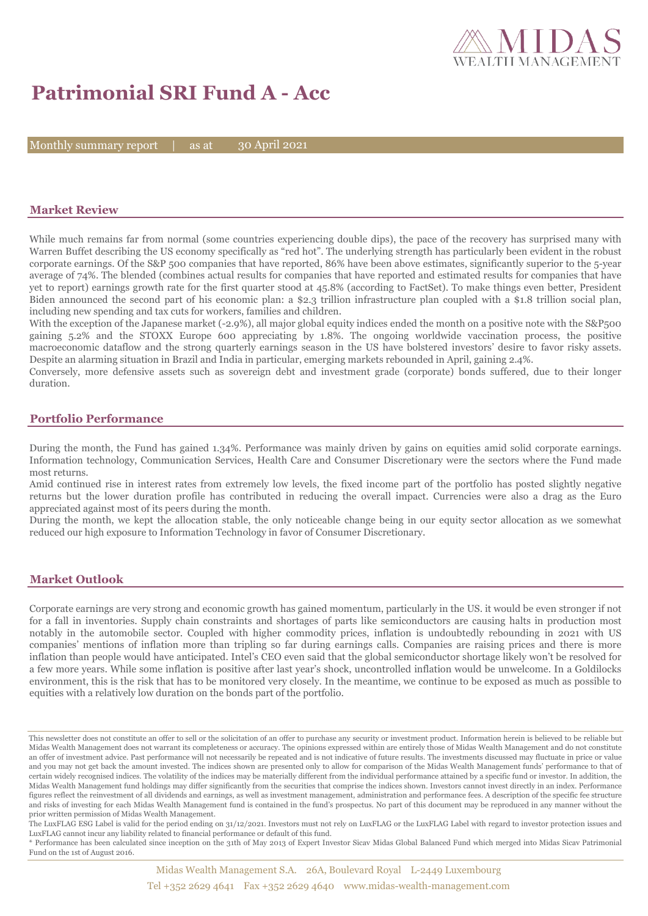# Patrimonial SRI Fund A - Acc

Monthly summary report | as at 30 April 2021

## Market Review

While much remains far from normal (some countries experiencing double dips), the pace of the recovery has surprised many with Warren Buffet describing the US economy specifically as "red hot". The underlying strength has particularly been evident in the robust corporate earnings. Of the S&P 500 companies that have reported, 86% have been above estimates, significantly superior to the 5-year average of 74%. The blended (combines actual results for companies that have reported and estimated results for companies that have yet to report) earnings growth rate for the first quarter stood at 45.8% (according to FactSet). To make things even better, President Biden announced the second part of his economic plan: a $2.3 trillion infrastructure plan coupled with a $1.8 trillion social plan, including new spending and tax cuts for workers, families and children.

With the exception of the Japanese market (-2.9%), all major global equity indices ended the month on a positive note with the S&P500 gaining 5.2% and the STOXX Europe 600 appreciating by 1.8%. The ongoing worldwide vaccination process, the positive macroeconomic dataflow and the strong quarterly earnings season in the US have bolstered investors' desire to favor risky assets. Despite an alarming situation in Brazil and India in particular, emerging markets rebounded in April, gaining 2.4%.

Conversely, more defensive assets such as sovereign debt and investment grade (corporate) bonds suffered, due to their longer duration.

## Portfolio Performance

During the month, the Fund has gained 1.34%. Performance was mainly driven by gains on equities amid solid corporate earnings. Information technology, Communication Services, Health Care and Consumer Discretionary were the sectors where the Fund made most returns.

Amid continued rise in interest rates from extremely low levels, the fixed income part of the portfolio has posted slightly negative returns but the lower duration profile has contributed in reducing the overall impact. Currencies were also a drag as the Euro appreciated against most of its peers during the month.

During the month, we kept the allocation stable, the only noticeable change being in our equity sector allocation as we somewhat reduced our high exposure to Information Technology in favor of Consumer Discretionary.

## Market Outlook

Corporate earnings are very strong and economic growth has gained momentum, particularly in the US. it would be even stronger if not for a fall in inventories. Supply chain constraints and shortages of parts like semiconductors are causing halts in production most notably in the automobile sector. Coupled with higher commodity prices, inflation is undoubtedly rebounding in 2021 with US companies' mentions of inflation more than tripling so far during earnings calls. Companies are raising prices and there is more inflation than people would have anticipated. Intel's CEO even said that the global semiconductor shortage likely won't be resolved for a few more years. While some inflation is positive after last year's shock, uncontrolled inflation would be unwelcome. In a Goldilocks environment, this is the risk that has to be monitored very closely. In the meantime, we continue to be exposed as much as possible to equities with a relatively low duration on the bonds part of the portfolio.

---

This newsletter does not constitute an offer to sell or the solicitation of an offer to purchase any security or investment product. Information herein is believed to be reliable but Midas Wealth Management does not warrant its completeness or accuracy. The opinions expressed within are entirely those of Midas Wealth Management and do not constitute an offer of investment advice. Past performance will not necessarily be repeated and is not indicative of future results. The investments discussed may fluctuate in price or value and you may not get back the amount invested. The indices shown are presented only to allow for comparison of the Midas Wealth Management funds' performance to that of certain widely recognised indices. The volatility of the indices may be materially different from the individual performance attained by a specific fund or investor. In addition, the Midas Wealth Management fund holdings may differ significantly from the securities that comprise the indices shown. Investors cannot invest directly in an index. Performance figures reflect the reinvestment of all dividends and earnings, as well as investment management, administration and performance fees. A description of the specific fee structure and risks of investing for each Midas Wealth Management fund is contained in the fund's prospectus. No part of this document may be reproduced in any manner without the prior written permission of Midas Wealth Management.

The LuxFLAG ESG Label is valid for the period ending on 31/12/2021. Investors must not rely on LuxFLAG or the LuxFLAG Label with regard to investor protection issues and LuxFLAG cannot incur any liability related to financial performance or default of this fund.

* Performance has been calculated since inception on the 31th of May 2013 of Expert Investor Sicav Midas Global Balanced Fund which merged into Midas Sicav Patrimonial Fund on the 1st of August 2016.

Midas Wealth Management S.A. 26A, Boulevard Royal L-2449 Luxembourg

Tel +352 2629 4641 Fax +352 2629 4640 www.midas-wealth-management.com